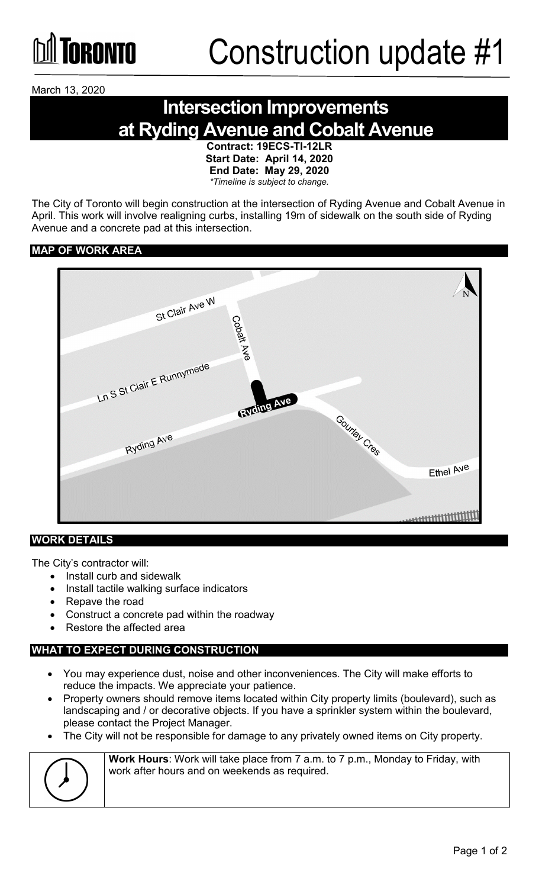# Construction update #1

March 13, 2020

## Intersection Improvements at Ryding Avenue and Cobalt Avenue

**Contract: 19ECS-TI-12LR**
**Start Date: April 14, 2020**
**End Date: May 29, 2020**
*\*Timeline is subject to change.*

The City of Toronto will begin construction at the intersection of Ryding Avenue and Cobalt Avenue in April. This work will involve realigning curbs, installing 19m of sidewalk on the south side of Ryding Avenue and a concrete pad at this intersection.

### MAP OF WORK AREA

### WORK DETAILS

The City's contractor will:

- Install curb and sidewalk
- Install tactile walking surface indicators
- Repave the road
- Construct a concrete pad within the roadway
- Restore the affected area

### WHAT TO EXPECT DURING CONSTRUCTION

- You may experience dust, noise and other inconveniences. The City will make efforts to reduce the impacts. We appreciate your patience.
- Property owners should remove items located within City property limits (boulevard), such as landscaping and / or decorative objects. If you have a sprinkler system within the boulevard, please contact the Project Manager.
- The City will not be responsible for damage to any privately owned items on City property.

**Work Hours**: Work will take place from 7 a.m. to 7 p.m., Monday to Friday, with work after hours and on weekends as required.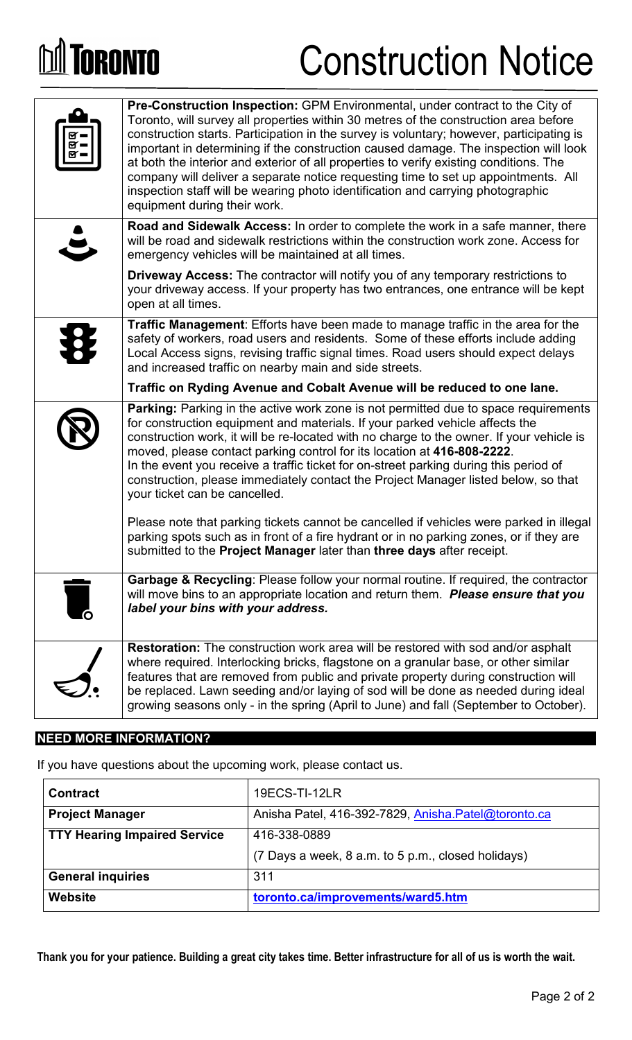# Construction Notice

**Pre-Construction Inspection:** GPM Environmental, under contract to the City of Toronto, will survey all properties within 30 metres of the construction area before construction starts. Participation in the survey is voluntary; however, participating is important in determining if the construction caused damage. The inspection will look at both the interior and exterior of all properties to verify existing conditions. The company will deliver a separate notice requesting time to set up appointments. All inspection staff will be wearing photo identification and carrying photographic equipment during their work.

**Road and Sidewalk Access:** In order to complete the work in a safe manner, there will be road and sidewalk restrictions within the construction work zone. Access for emergency vehicles will be maintained at all times.

**Driveway Access:** The contractor will notify you of any temporary restrictions to your driveway access. If your property has two entrances, one entrance will be kept open at all times.

**Traffic Management**: Efforts have been made to manage traffic in the area for the safety of workers, road users and residents. Some of these efforts include adding Local Access signs, revising traffic signal times. Road users should expect delays and increased traffic on nearby main and side streets.

**Traffic on Ryding Avenue and Cobalt Avenue will be reduced to one lane.**

**Parking:** Parking in the active work zone is not permitted due to space requirements for construction equipment and materials. If your parked vehicle affects the construction work, it will be re-located with no charge to the owner. If your vehicle is moved, please contact parking control for its location at **416-808-2222**.
In the event you receive a traffic ticket for on-street parking during this period of construction, please immediately contact the Project Manager listed below, so that your ticket can be cancelled.

Please note that parking tickets cannot be cancelled if vehicles were parked in illegal parking spots such as in front of a fire hydrant or in no parking zones, or if they are submitted to the **Project Manager** later than **three days** after receipt.

**Garbage & Recycling**: Please follow your normal routine. If required, the contractor will move bins to an appropriate location and return them. ***Please ensure that you label your bins with your address.***

**Restoration:** The construction work area will be restored with sod and/or asphalt where required. Interlocking bricks, flagstone on a granular base, or other similar features that are removed from public and private property during construction will be replaced. Lawn seeding and/or laying of sod will be done as needed during ideal growing seasons only - in the spring (April to June) and fall (September to October).

## NEED MORE INFORMATION?

If you have questions about the upcoming work, please contact us.

| | |
|---|---|
| **Contract** | 19ECS-TI-12LR |
| **Project Manager** | Anisha Patel, 416-392-7829, Anisha.Patel@toronto.ca |
| **TTY Hearing Impaired Service** | 416-338-0889<br>(7 Days a week, 8 a.m. to 5 p.m., closed holidays) |
| **General inquiries** | 311 |
| **Website** | **toronto.ca/improvements/ward5.htm** |

**Thank you for your patience. Building a great city takes time. Better infrastructure for all of us is worth the wait.**